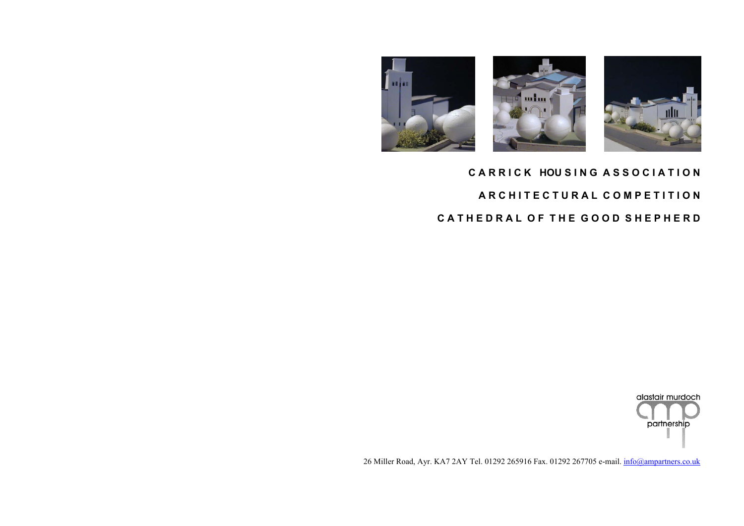# CARRICK HOUSING ASSOCIATION

# ARCHITECTURAL COMPETITION

# CATHEDRAL OF THE GOOD SHEPHERD

alastair murdoch partnership

26 Miller Road, Ayr. KA7 2AY Tel. 01292 265916 Fax. 01292 267705 e-mail. info@ampartners.co.uk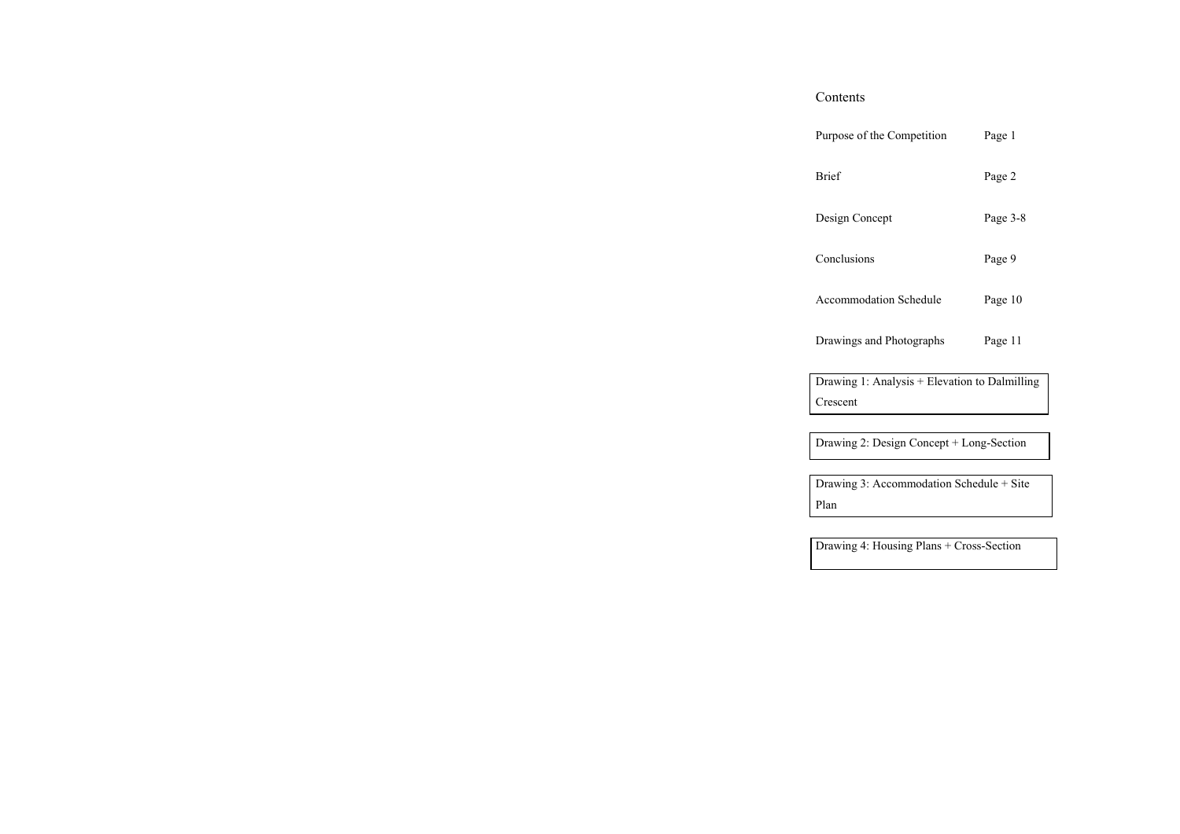# Contents

| | |
|---|---|
| Purpose of the Competition | Page 1 |
| Brief | Page 2 |
| Design Concept | Page 3-8 |
| Conclusions | Page 9 |
| Accommodation Schedule | Page 10 |
| Drawings and Photographs | Page 11 |

Drawing 1: Analysis + Elevation to Dalmilling Crescent

Drawing 2: Design Concept + Long-Section

Drawing 3: Accommodation Schedule + Site Plan

Drawing 4: Housing Plans + Cross-Section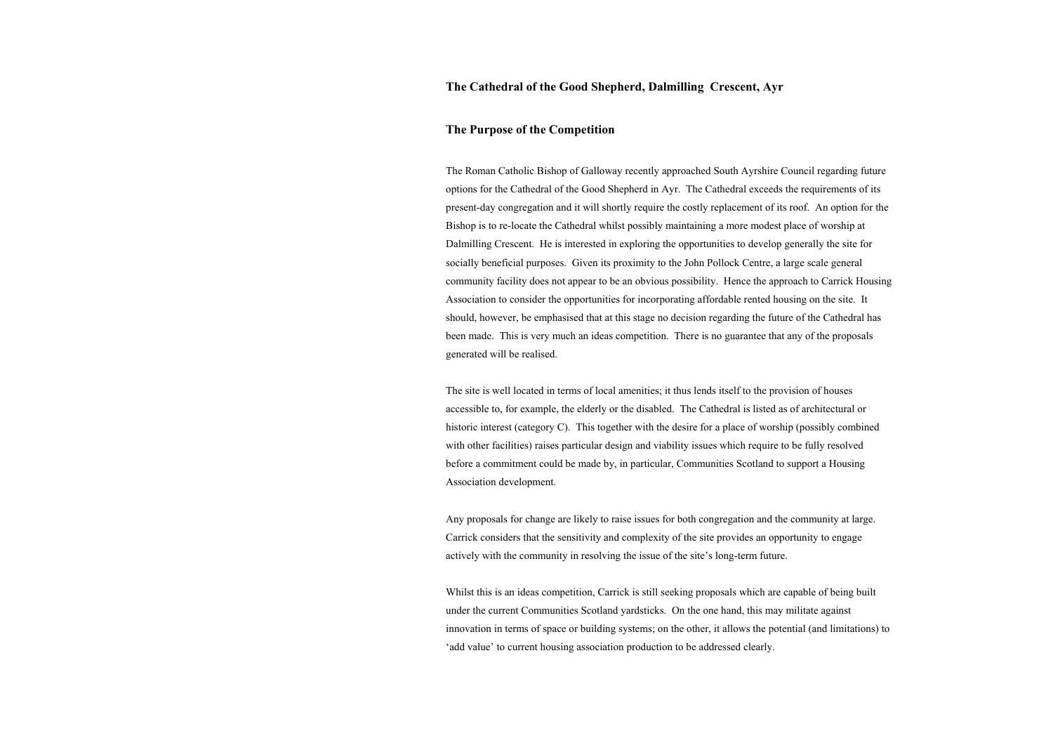## The Cathedral of the Good Shepherd, Dalmilling Crescent, Ayr

### The Purpose of the Competition

The Roman Catholic Bishop of Galloway recently approached South Ayrshire Council regarding future options for the Cathedral of the Good Shepherd in Ayr. The Cathedral exceeds the requirements of its present-day congregation and it will shortly require the costly replacement of its roof. An option for the Bishop is to re-locate the Cathedral whilst possibly maintaining a more modest place of worship at Dalmilling Crescent. He is interested in exploring the opportunities to develop generally the site for socially beneficial purposes. Given its proximity to the John Pollock Centre, a large scale general community facility does not appear to be an obvious possibility. Hence the approach to Carrick Housing Association to consider the opportunities for incorporating affordable rented housing on the site. It should, however, be emphasised that at this stage no decision regarding the future of the Cathedral has been made. This is very much an ideas competition. There is no guarantee that any of the proposals generated will be realised.

The site is well located in terms of local amenities; it thus lends itself to the provision of houses accessible to, for example, the elderly or the disabled. The Cathedral is listed as of architectural or historic interest (category C). This together with the desire for a place of worship (possibly combined with other facilities) raises particular design and viability issues which require to be fully resolved before a commitment could be made by, in particular, Communities Scotland to support a Housing Association development.

Any proposals for change are likely to raise issues for both congregation and the community at large. Carrick considers that the sensitivity and complexity of the site provides an opportunity to engage actively with the community in resolving the issue of the site's long-term future.

Whilst this is an ideas competition, Carrick is still seeking proposals which are capable of being built under the current Communities Scotland yardsticks. On the one hand, this may militate against innovation in terms of space or building systems; on the other, it allows the potential (and limitations) to 'add value' to current housing association production to be addressed clearly.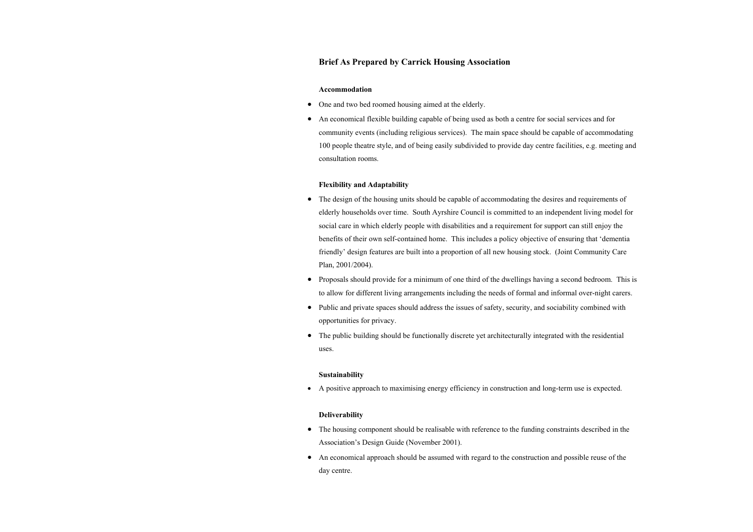## Brief As Prepared by Carrick Housing Association

### Accommodation

- One and two bed roomed housing aimed at the elderly.
- An economical flexible building capable of being used as both a centre for social services and for community events (including religious services). The main space should be capable of accommodating 100 people theatre style, and of being easily subdivided to provide day centre facilities, e.g. meeting and consultation rooms.

### Flexibility and Adaptability

- The design of the housing units should be capable of accommodating the desires and requirements of elderly households over time. South Ayrshire Council is committed to an independent living model for social care in which elderly people with disabilities and a requirement for support can still enjoy the benefits of their own self-contained home. This includes a policy objective of ensuring that 'dementia friendly' design features are built into a proportion of all new housing stock. (Joint Community Care Plan, 2001/2004).
- Proposals should provide for a minimum of one third of the dwellings having a second bedroom. This is to allow for different living arrangements including the needs of formal and informal over-night carers.
- Public and private spaces should address the issues of safety, security, and sociability combined with opportunities for privacy.
- The public building should be functionally discrete yet architecturally integrated with the residential uses.

### Sustainability

- A positive approach to maximising energy efficiency in construction and long-term use is expected.

### Deliverability

- The housing component should be realisable with reference to the funding constraints described in the Association's Design Guide (November 2001).
- An economical approach should be assumed with regard to the construction and possible reuse of the day centre.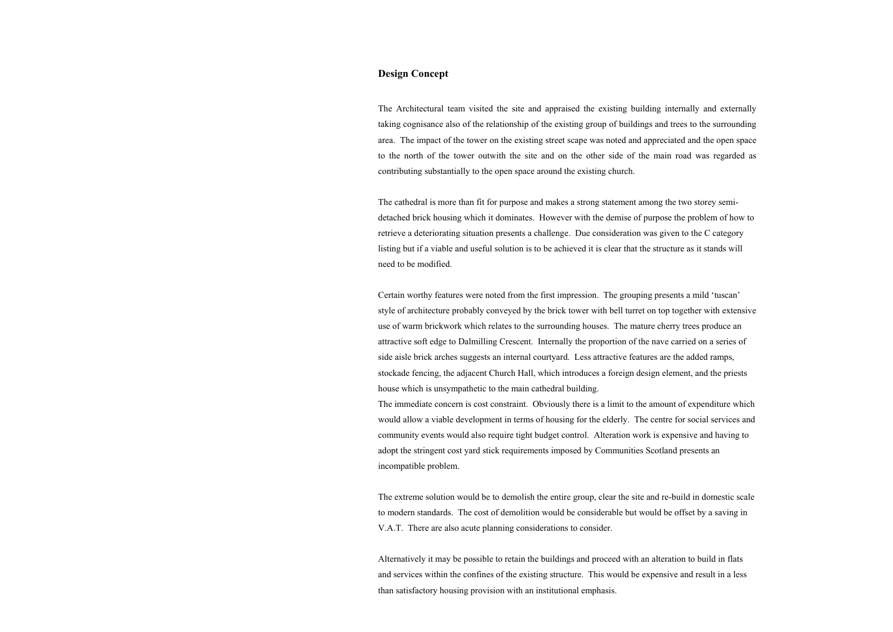## Design Concept

The Architectural team visited the site and appraised the existing building internally and externally taking cognisance also of the relationship of the existing group of buildings and trees to the surrounding area. The impact of the tower on the existing street scape was noted and appreciated and the open space to the north of the tower outwith the site and on the other side of the main road was regarded as contributing substantially to the open space around the existing church.

The cathedral is more than fit for purpose and makes a strong statement among the two storey semi-detached brick housing which it dominates. However with the demise of purpose the problem of how to retrieve a deteriorating situation presents a challenge. Due consideration was given to the C category listing but if a viable and useful solution is to be achieved it is clear that the structure as it stands will need to be modified.

Certain worthy features were noted from the first impression. The grouping presents a mild 'tuscan' style of architecture probably conveyed by the brick tower with bell turret on top together with extensive use of warm brickwork which relates to the surrounding houses. The mature cherry trees produce an attractive soft edge to Dalmilling Crescent. Internally the proportion of the nave carried on a series of side aisle brick arches suggests an internal courtyard. Less attractive features are the added ramps, stockade fencing, the adjacent Church Hall, which introduces a foreign design element, and the priests house which is unsympathetic to the main cathedral building.
The immediate concern is cost constraint. Obviously there is a limit to the amount of expenditure which would allow a viable development in terms of housing for the elderly. The centre for social services and community events would also require tight budget control. Alteration work is expensive and having to adopt the stringent cost yard stick requirements imposed by Communities Scotland presents an incompatible problem.

The extreme solution would be to demolish the entire group, clear the site and re-build in domestic scale to modern standards. The cost of demolition would be considerable but would be offset by a saving in V.A.T. There are also acute planning considerations to consider.

Alternatively it may be possible to retain the buildings and proceed with an alteration to build in flats and services within the confines of the existing structure. This would be expensive and result in a less than satisfactory housing provision with an institutional emphasis.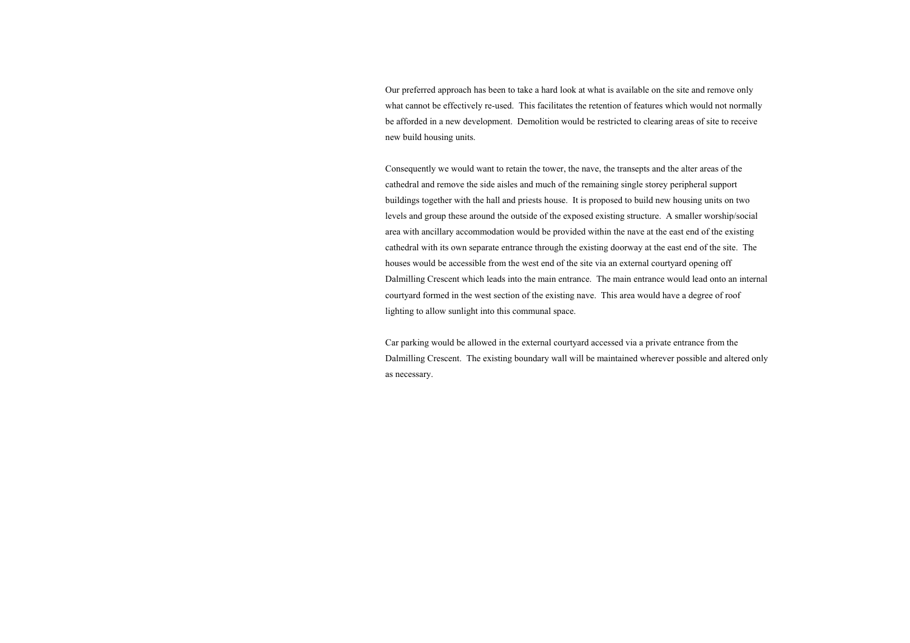Our preferred approach has been to take a hard look at what is available on the site and remove only what cannot be effectively re-used. This facilitates the retention of features which would not normally be afforded in a new development. Demolition would be restricted to clearing areas of site to receive new build housing units.

Consequently we would want to retain the tower, the nave, the transepts and the alter areas of the cathedral and remove the side aisles and much of the remaining single storey peripheral support buildings together with the hall and priests house. It is proposed to build new housing units on two levels and group these around the outside of the exposed existing structure. A smaller worship/social area with ancillary accommodation would be provided within the nave at the east end of the existing cathedral with its own separate entrance through the existing doorway at the east end of the site. The houses would be accessible from the west end of the site via an external courtyard opening off Dalmilling Crescent which leads into the main entrance. The main entrance would lead onto an internal courtyard formed in the west section of the existing nave. This area would have a degree of roof lighting to allow sunlight into this communal space.

Car parking would be allowed in the external courtyard accessed via a private entrance from the Dalmilling Crescent. The existing boundary wall will be maintained wherever possible and altered only as necessary.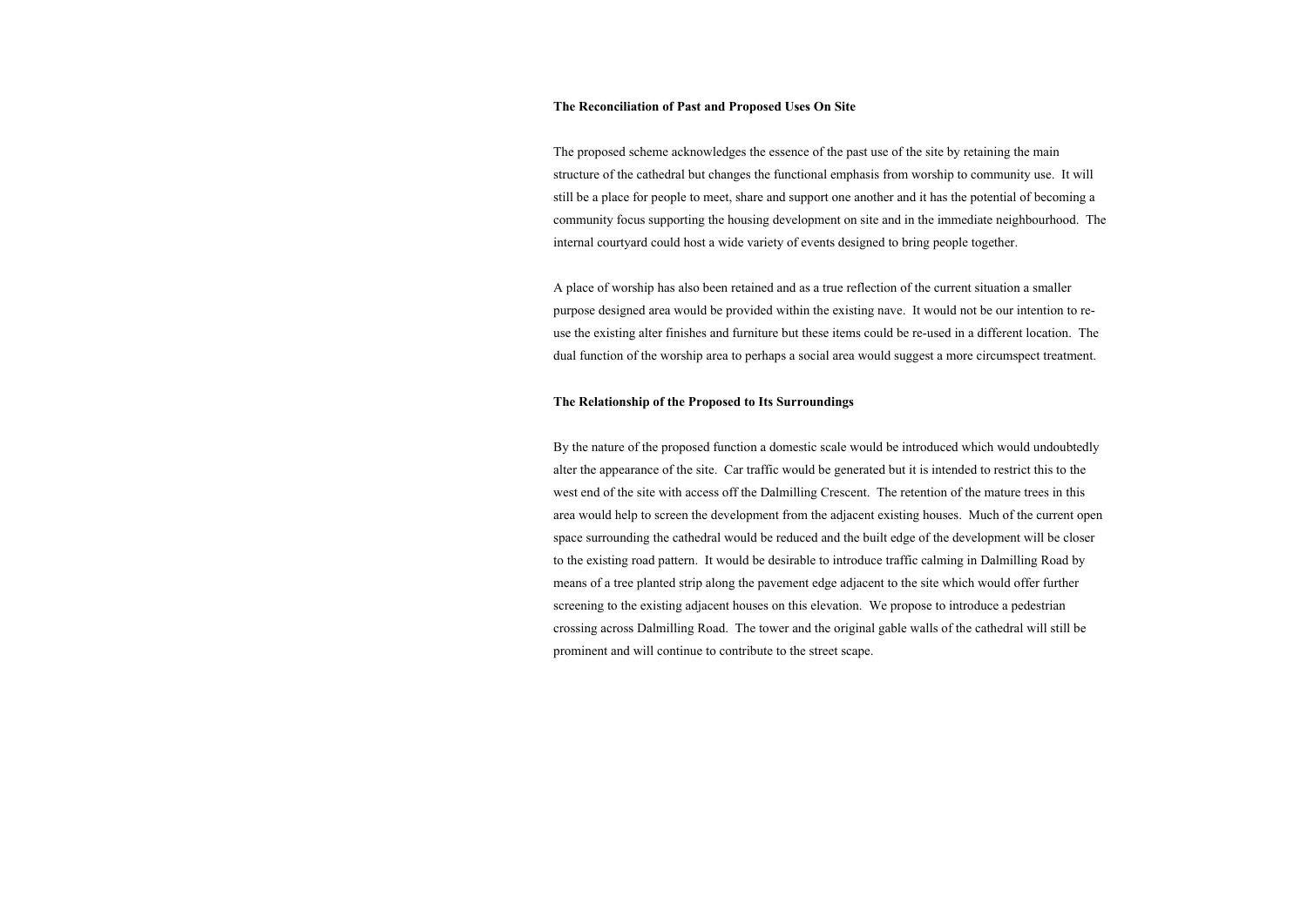**The Reconciliation of Past and Proposed Uses On Site**

The proposed scheme acknowledges the essence of the past use of the site by retaining the main structure of the cathedral but changes the functional emphasis from worship to community use. It will still be a place for people to meet, share and support one another and it has the potential of becoming a community focus supporting the housing development on site and in the immediate neighbourhood. The internal courtyard could host a wide variety of events designed to bring people together.

A place of worship has also been retained and as a true reflection of the current situation a smaller purpose designed area would be provided within the existing nave. It would not be our intention to re-use the existing alter finishes and furniture but these items could be re-used in a different location. The dual function of the worship area to perhaps a social area would suggest a more circumspect treatment.

**The Relationship of the Proposed to Its Surroundings**

By the nature of the proposed function a domestic scale would be introduced which would undoubtedly alter the appearance of the site. Car traffic would be generated but it is intended to restrict this to the west end of the site with access off the Dalmilling Crescent. The retention of the mature trees in this area would help to screen the development from the adjacent existing houses. Much of the current open space surrounding the cathedral would be reduced and the built edge of the development will be closer to the existing road pattern. It would be desirable to introduce traffic calming in Dalmilling Road by means of a tree planted strip along the pavement edge adjacent to the site which would offer further screening to the existing adjacent houses on this elevation. We propose to introduce a pedestrian crossing across Dalmilling Road. The tower and the original gable walls of the cathedral will still be prominent and will continue to contribute to the street scape.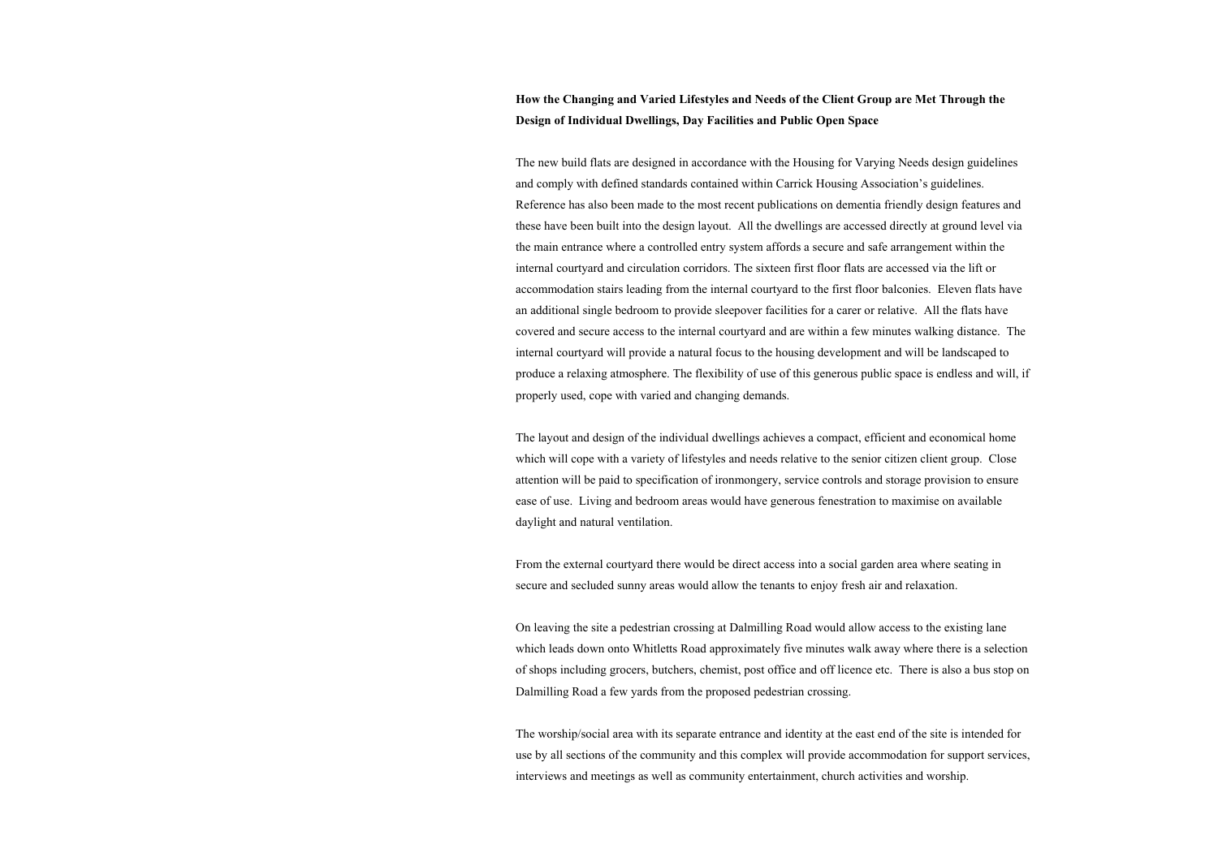**How the Changing and Varied Lifestyles and Needs of the Client Group are Met Through the Design of Individual Dwellings, Day Facilities and Public Open Space**

The new build flats are designed in accordance with the Housing for Varying Needs design guidelines and comply with defined standards contained within Carrick Housing Association's guidelines. Reference has also been made to the most recent publications on dementia friendly design features and these have been built into the design layout. All the dwellings are accessed directly at ground level via the main entrance where a controlled entry system affords a secure and safe arrangement within the internal courtyard and circulation corridors. The sixteen first floor flats are accessed via the lift or accommodation stairs leading from the internal courtyard to the first floor balconies. Eleven flats have an additional single bedroom to provide sleepover facilities for a carer or relative. All the flats have covered and secure access to the internal courtyard and are within a few minutes walking distance. The internal courtyard will provide a natural focus to the housing development and will be landscaped to produce a relaxing atmosphere. The flexibility of use of this generous public space is endless and will, if properly used, cope with varied and changing demands.

The layout and design of the individual dwellings achieves a compact, efficient and economical home which will cope with a variety of lifestyles and needs relative to the senior citizen client group. Close attention will be paid to specification of ironmongery, service controls and storage provision to ensure ease of use. Living and bedroom areas would have generous fenestration to maximise on available daylight and natural ventilation.

From the external courtyard there would be direct access into a social garden area where seating in secure and secluded sunny areas would allow the tenants to enjoy fresh air and relaxation.

On leaving the site a pedestrian crossing at Dalmilling Road would allow access to the existing lane which leads down onto Whitletts Road approximately five minutes walk away where there is a selection of shops including grocers, butchers, chemist, post office and off licence etc. There is also a bus stop on Dalmilling Road a few yards from the proposed pedestrian crossing.

The worship/social area with its separate entrance and identity at the east end of the site is intended for use by all sections of the community and this complex will provide accommodation for support services, interviews and meetings as well as community entertainment, church activities and worship.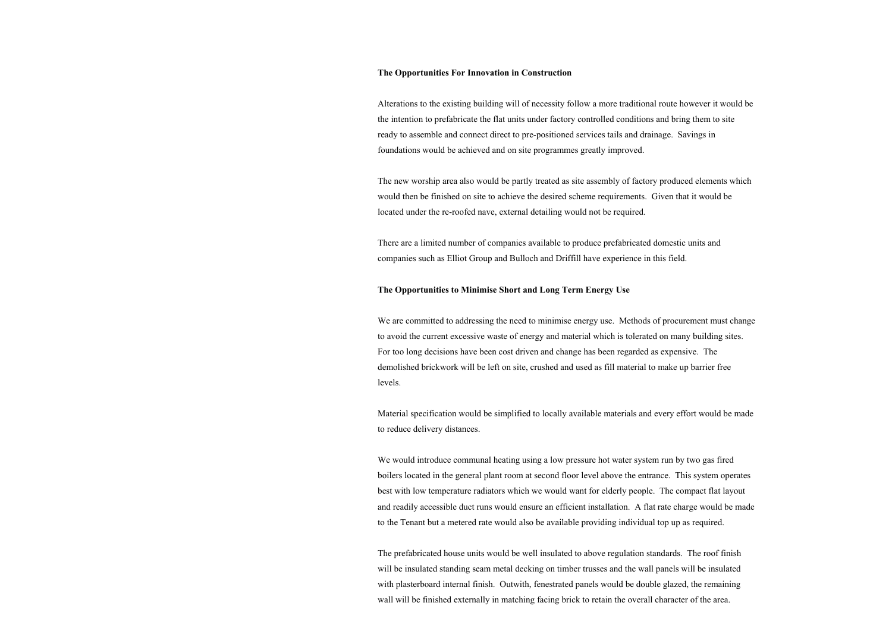**The Opportunities For Innovation in Construction**

Alterations to the existing building will of necessity follow a more traditional route however it would be the intention to prefabricate the flat units under factory controlled conditions and bring them to site ready to assemble and connect direct to pre-positioned services tails and drainage. Savings in foundations would be achieved and on site programmes greatly improved.

The new worship area also would be partly treated as site assembly of factory produced elements which would then be finished on site to achieve the desired scheme requirements. Given that it would be located under the re-roofed nave, external detailing would not be required.

There are a limited number of companies available to produce prefabricated domestic units and companies such as Elliot Group and Bulloch and Driffill have experience in this field.

**The Opportunities to Minimise Short and Long Term Energy Use**

We are committed to addressing the need to minimise energy use. Methods of procurement must change to avoid the current excessive waste of energy and material which is tolerated on many building sites. For too long decisions have been cost driven and change has been regarded as expensive. The demolished brickwork will be left on site, crushed and used as fill material to make up barrier free levels.

Material specification would be simplified to locally available materials and every effort would be made to reduce delivery distances.

We would introduce communal heating using a low pressure hot water system run by two gas fired boilers located in the general plant room at second floor level above the entrance. This system operates best with low temperature radiators which we would want for elderly people. The compact flat layout and readily accessible duct runs would ensure an efficient installation. A flat rate charge would be made to the Tenant but a metered rate would also be available providing individual top up as required.

The prefabricated house units would be well insulated to above regulation standards. The roof finish will be insulated standing seam metal decking on timber trusses and the wall panels will be insulated with plasterboard internal finish. Outwith, fenestrated panels would be double glazed, the remaining wall will be finished externally in matching facing brick to retain the overall character of the area.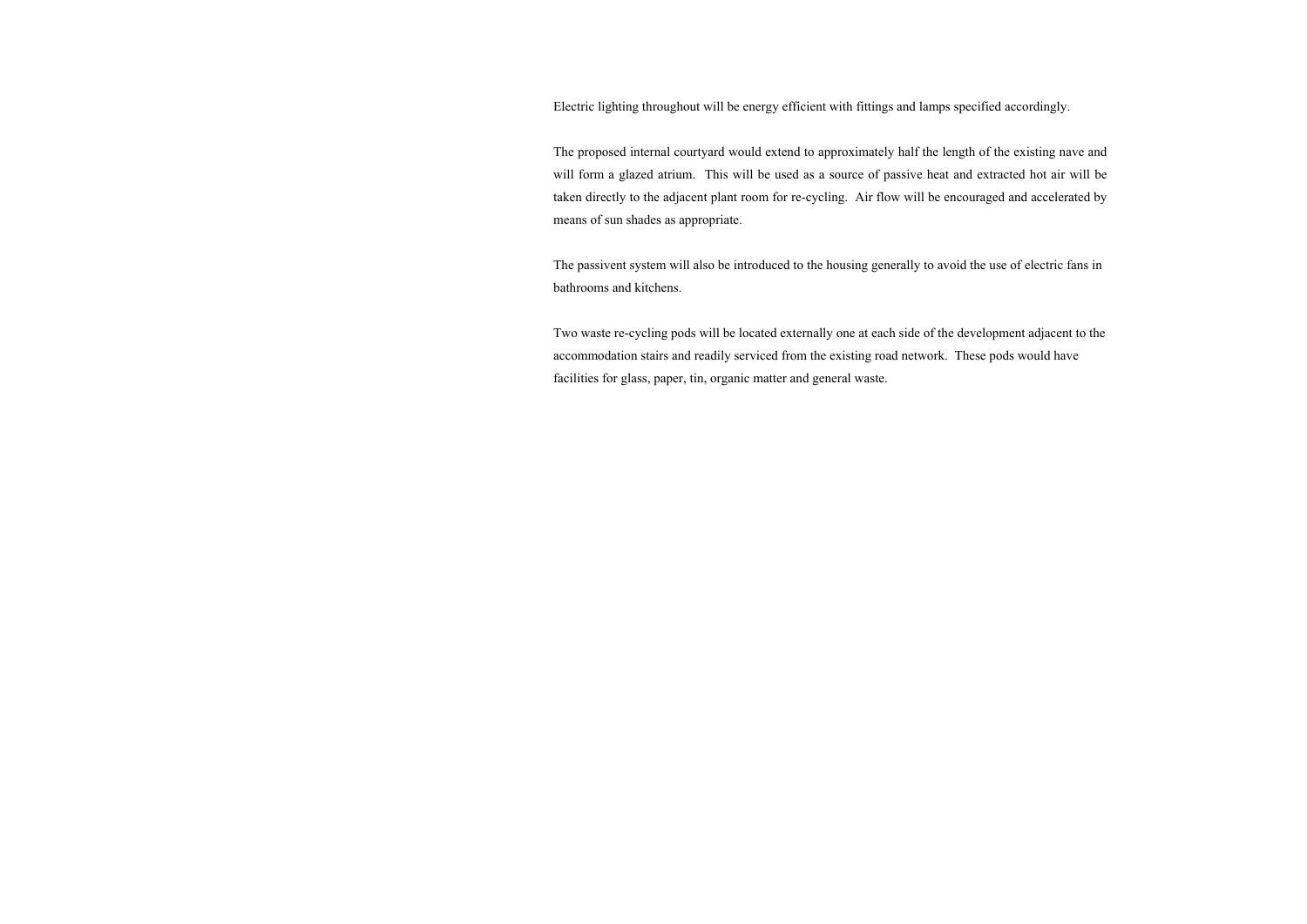Electric lighting throughout will be energy efficient with fittings and lamps specified accordingly.

The proposed internal courtyard would extend to approximately half the length of the existing nave and will form a glazed atrium. This will be used as a source of passive heat and extracted hot air will be taken directly to the adjacent plant room for re-cycling. Air flow will be encouraged and accelerated by means of sun shades as appropriate.

The passivent system will also be introduced to the housing generally to avoid the use of electric fans in bathrooms and kitchens.

Two waste re-cycling pods will be located externally one at each side of the development adjacent to the accommodation stairs and readily serviced from the existing road network. These pods would have facilities for glass, paper, tin, organic matter and general waste.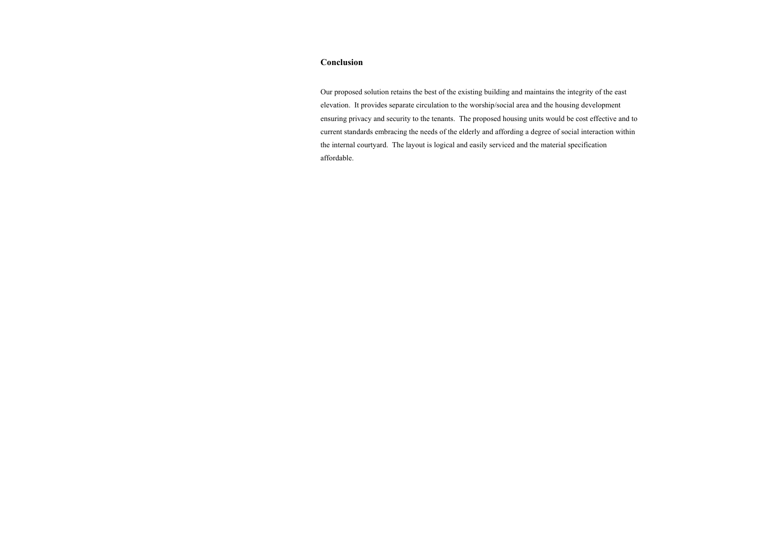## Conclusion

Our proposed solution retains the best of the existing building and maintains the integrity of the east elevation. It provides separate circulation to the worship/social area and the housing development ensuring privacy and security to the tenants. The proposed housing units would be cost effective and to current standards embracing the needs of the elderly and affording a degree of social interaction within the internal courtyard. The layout is logical and easily serviced and the material specification affordable.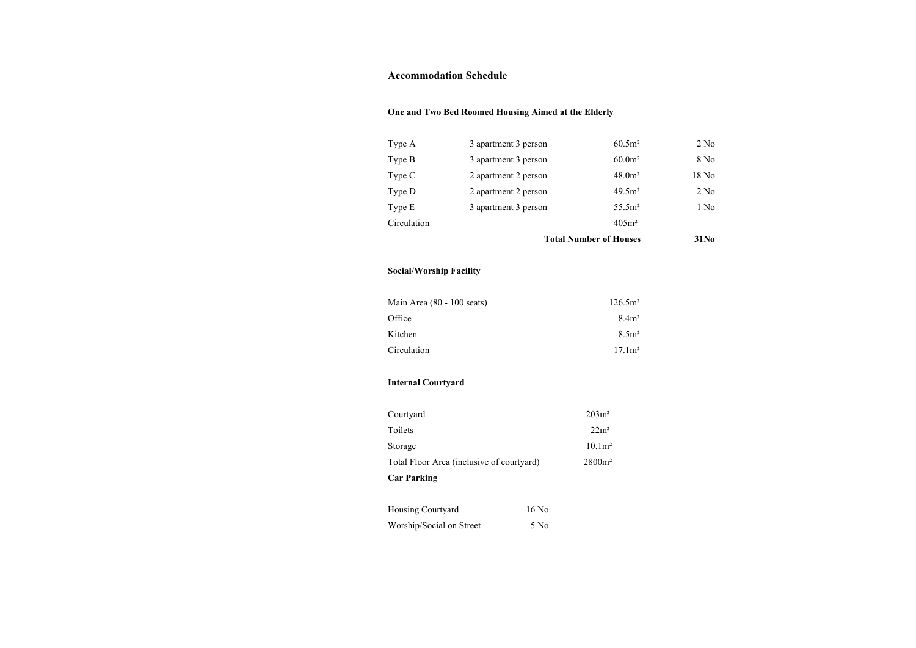## Accommodation Schedule

### One and Two Bed Roomed Housing Aimed at the Elderly

| | | | |
|---|---|---|---|
| Type A | 3 apartment 3 person | 60.5m² | 2 No |
| Type B | 3 apartment 3 person | 60.0m² | 8 No |
| Type C | 2 apartment 2 person | 48.0m² | 18 No |
| Type D | 2 apartment 2 person | 49.5m² | 2 No |
| Type E | 3 apartment 3 person | 55.5m² | 1 No |
| Circulation | | 405m² | |
| | | **Total Number of Houses** | **31No** |

### Social/Worship Facility

| | |
|---|---|
| Main Area (80 - 100 seats) | 126.5m² |
| Office | 8.4m² |
| Kitchen | 8.5m² |
| Circulation | 17.1m² |

### Internal Courtyard

| | |
|---|---|
| Courtyard | 203m² |
| Toilets | 22m² |
| Storage | 10.1m² |
| Total Floor Area (inclusive of courtyard) | 2800m² |

### Car Parking

| | |
|---|---|
| Housing Courtyard | 16 No. |
| Worship/Social on Street | 5 No. |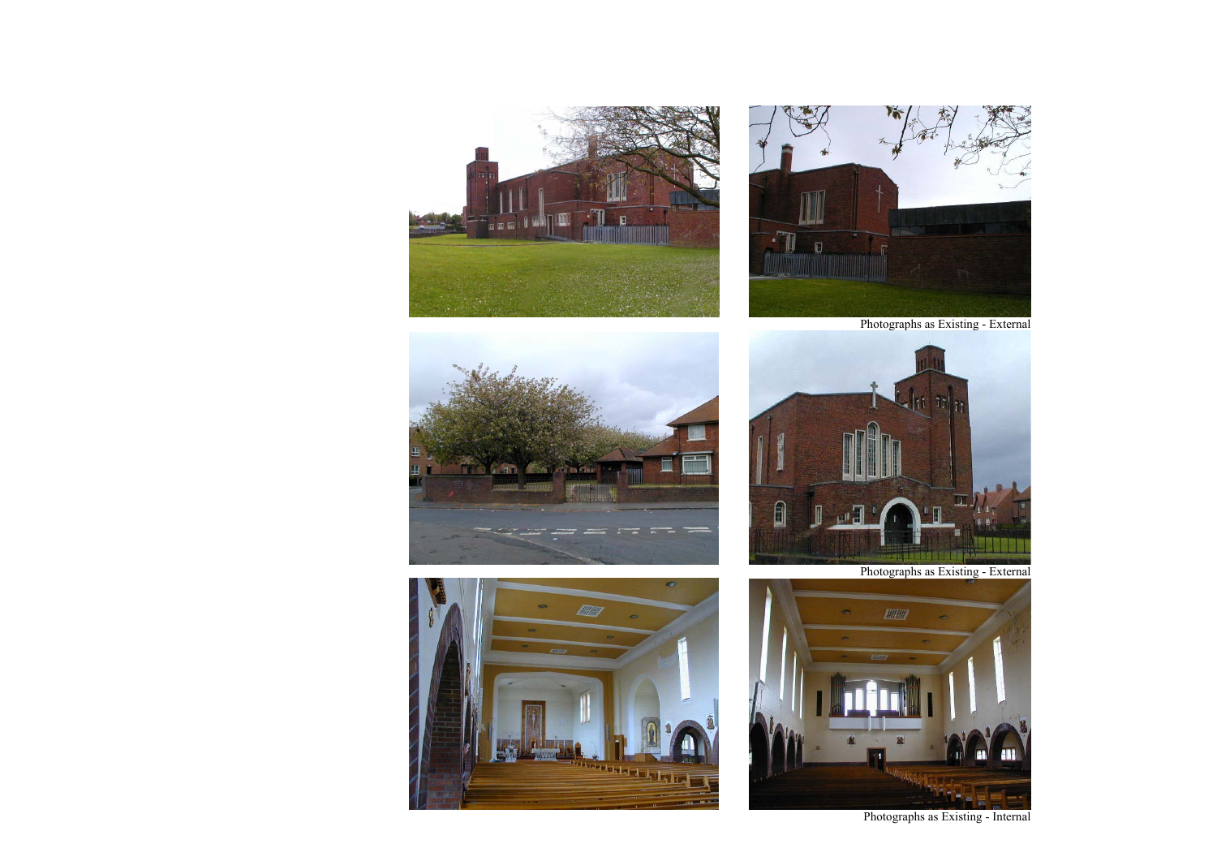Photographs as Existing - External

Photographs as Existing - External

Photographs as Existing - Internal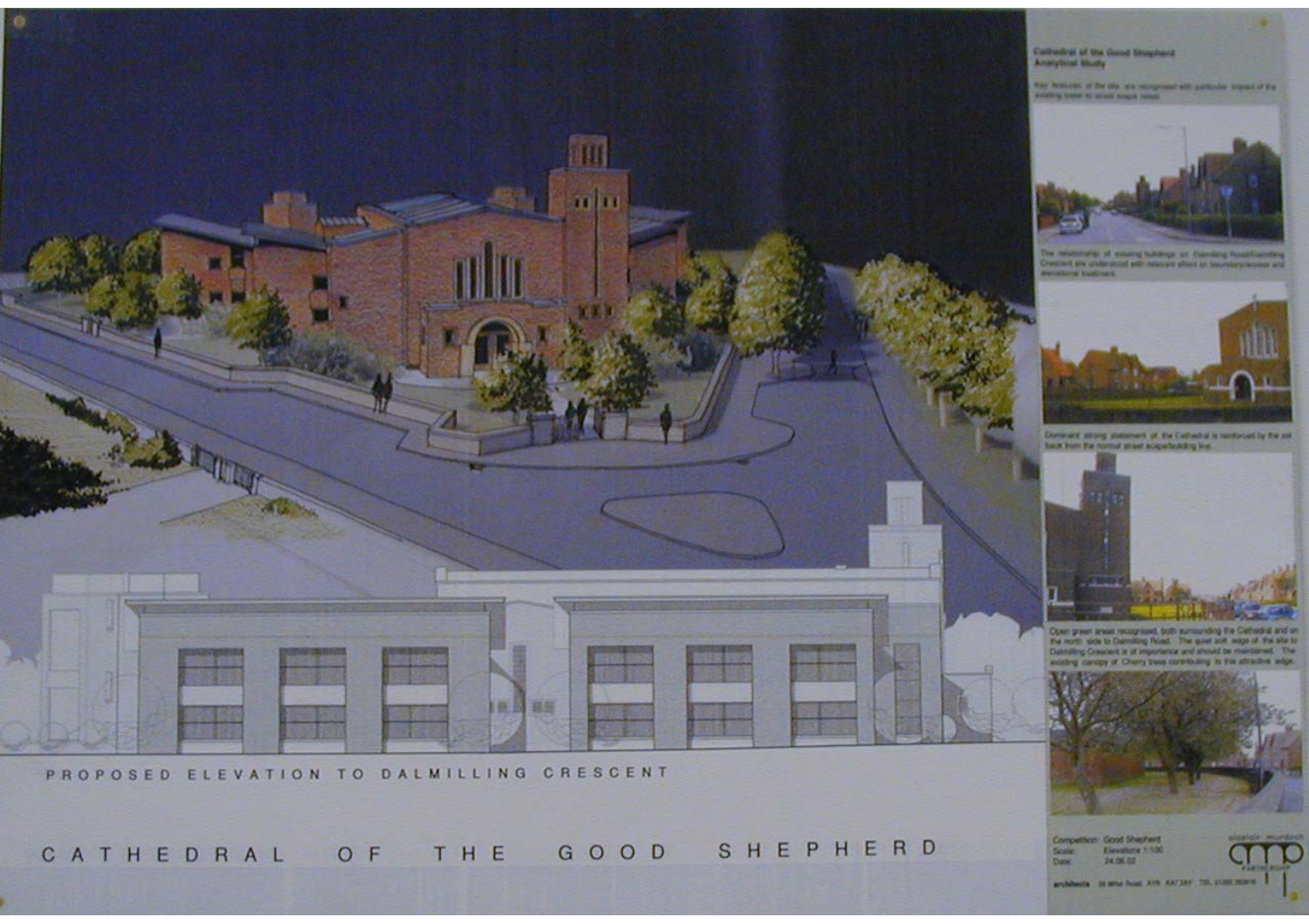PROPOSED ELEVATION TO DALMILLING CRESCENT

# CATHEDRAL OF THE GOOD SHEPHERD

**Cathedral of the Good Shepherd**
**Analytical Study**

Key features of the site are recognised with particular impact of the existing tower to street scape noted.

The relationship of existing buildings on Dalmilling Road/Dalmilling Crescent are understood with relevant effect on boundary/access and elevational treatment.

Dominant strong statement of the Cathedral is reinforced by the set back from the normal street scape/building line.

Open green areas recognised, both surrounding the Cathedral and on the north side to Dalmilling Road. The quiet soft edge of the site to Dalmilling Crescent is of importance and should be maintained. The existing canopy of Cherry trees contributing to this attractive edge.

Competition: Good Shepherd
Scale: Elevations 1:100
Date: 24.06.02

alastair murdoch
amp
PARTNERSHIP

architects 26 Wine Road AYR KA7 3AY TEL 01292 265916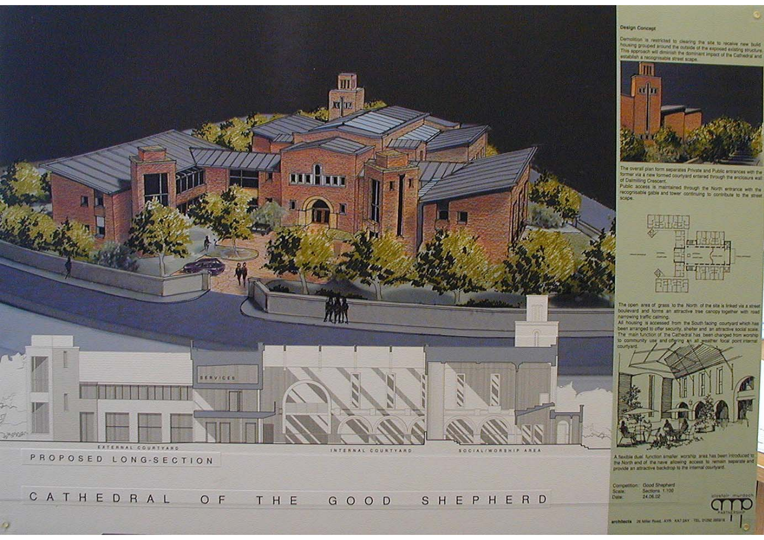### Design Concept

Demolition is restricted to clearing the site to receive new build housing grouped around the outside of the exposed existing structure. This approach will diminish the dominant impact of the Cathedral and establish a recognisable street scape.

The overall plan form separates Private and Public entrances with the former via a new formed courtyard entered through the enclosure wall of Dalmilling Crescent.

Public access is maintained through the North entrance with the recognisable gable and tower continuing to contribute to the street scape.

The open area of grass to the North of the site is linked via a street boulevard and forms an attractive tree canopy together with road narrowing traffic calming.

All housing is accessed from the South facing courtyard which has been arranged to offer security, shelter and an attractive social scale. The main function of the Cathedral has been changed from worship to community use and offering an all weather focal point internal courtyard.

A flexible dual function smaller worship area has been introduced to the North end of the nave allowing access to remain separate and provide an attractive backdrop to the internal courtyard.

SERVICES

EXTERNAL COURTYARD

INTERNAL COURTYARD

SOCIAL/WORSHIP AREA

PROPOSED LONG-SECTION

# CATHEDRAL OF THE GOOD SHEPHERD

Competition: Good Shepherd
Scale: Sections 1:100
Date: 24.06.02

alastair murdoch partnership

architects 26 Miller Road, AYR KA7 2AY TEL 01292 265816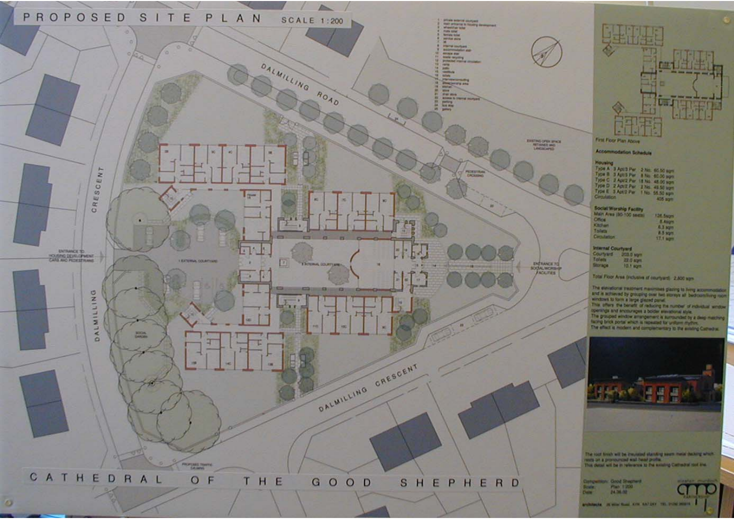# PROPOSED SITE PLAN

SCALE 1:200

# CATHEDRAL OF THE GOOD SHEPHERD

DALMILLING ROAD

DALMILLING CRESCENT

ENTRANCE TO HOUSING DEVELOPMENT CARS AND PEDESTRIANS

ENTRANCE TO SOCIAL/WORSHIP FACILITIES

EXISTING OPEN SPACE RETAINED AND LANDSCAPED

PEDESTRIAN CROSSING

PROPOSED TRAFFIC CALMING

First Floor Plan Above

## Accommodation Schedule

**Housing**

| Type | | | | |
|---|---|---|---|---|
| Type A | 3 Apt/3 Per | 2 No. | 60.50 sqm |
| Type B | 3 Apt/3 Per | 8 No. | 60.00 sqm |
| Type C | 2 Apt/2 Per | 18 No. | 48.00 sqm |
| Type D | 2 Apt/2 Per | 2 No. | 49.50 sqm |
| Type E | 3 Apt/2 Per | 1 No. | 55.50 sqm |
| Circulation | | | 405 sqm |

**Social/Worship Facility**

| | |
|---|---|
| Main Area (80-100 seats) | 126.5sqm |
| Office | 8.4sqm |
| Kitchen | 6.3 sqm |
| Toilets | 8.5 sqm |
| Circulation | 17.1 sqm |

**Internal Courtyard**

| | |
|---|---|
| Courtyard | 203.0 sqm |
| Toilets | 22.0 sqm |
| Storage | 10.1 sqm |

Total Floor Area (inclusive of courtyard) 2,800 sqm

The elevational treatment maximises glazing to living accommodation and is achieved by grouping over two storeys all bedroom/living room windows to form a large glazed panel.
This offers the benefit of reducing the number of individual window openings and encourages a bolder elevational style.
The grouped window arrangement is surrounded by a deep matching facing brick portal which is repeated for uniform rhythm.
The effect is modern and complementary to the existing Cathedral.

The roof finish will be insulated standing seam metal decking which rests on a pronounced wall head profile.
This detail will be in reference to the existing Cathedral roof line.

Competition: Good Shepherd
Scale: Plan 1:200
Date: 24.06.02

architects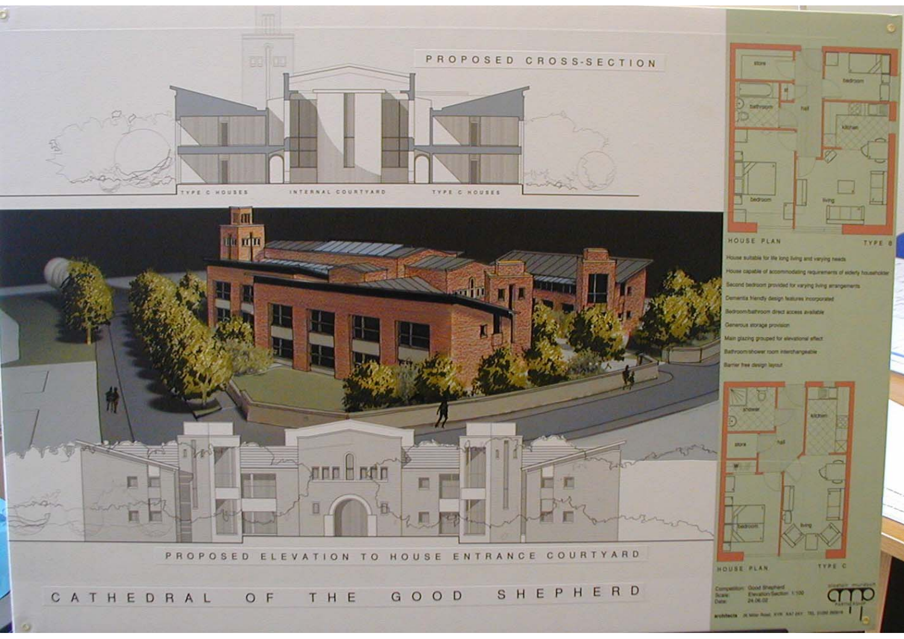PROPOSED CROSS-SECTION

TYPE C HOUSES | INTERNAL COURTYARD | TYPE C HOUSES

PROPOSED ELEVATION TO HOUSE ENTRANCE COURTYARD

# CATHEDRAL OF THE GOOD SHEPHERD

HOUSE PLAN — TYPE B

- House suitable for life long living and varying needs
- House capable of accommodating requirements of elderly householder
- Second bedroom provided for varying living arrangements
- Dementia friendly design features incorporated
- Bedroom/bathroom direct access available
- Generous storage provision
- Main glazing grouped for elevational effect
- Bathroom/shower room interchangeable
- Barrier free design layout

HOUSE PLAN — TYPE C

Competition: Good Shepherd
Scale: Elevation/Section 1:100
Date: 24.06.02